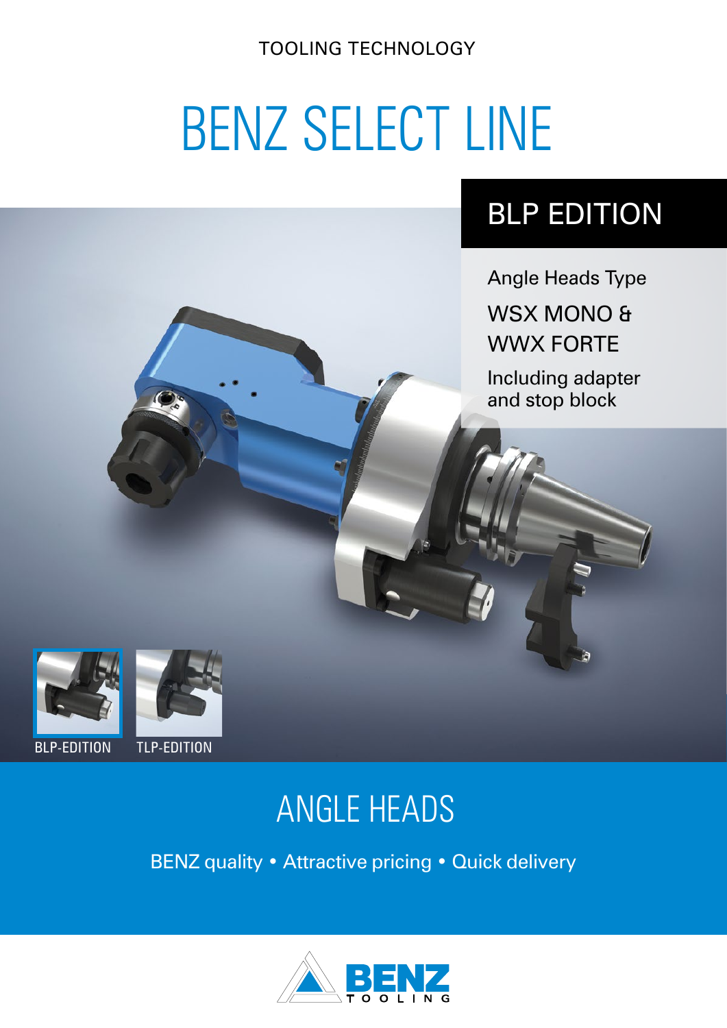TOOLING TECHNOLOGY

# BENZ SELECT LINE

## BLP EDITION

Angle Heads Type

WSX MONO &
WWX FORTE

Including adapter
and stop block

BLP-EDITION TLP-EDITION

## ANGLE HEADS

BENZ quality • Attractive pricing • Quick delivery

BENZ TOOLING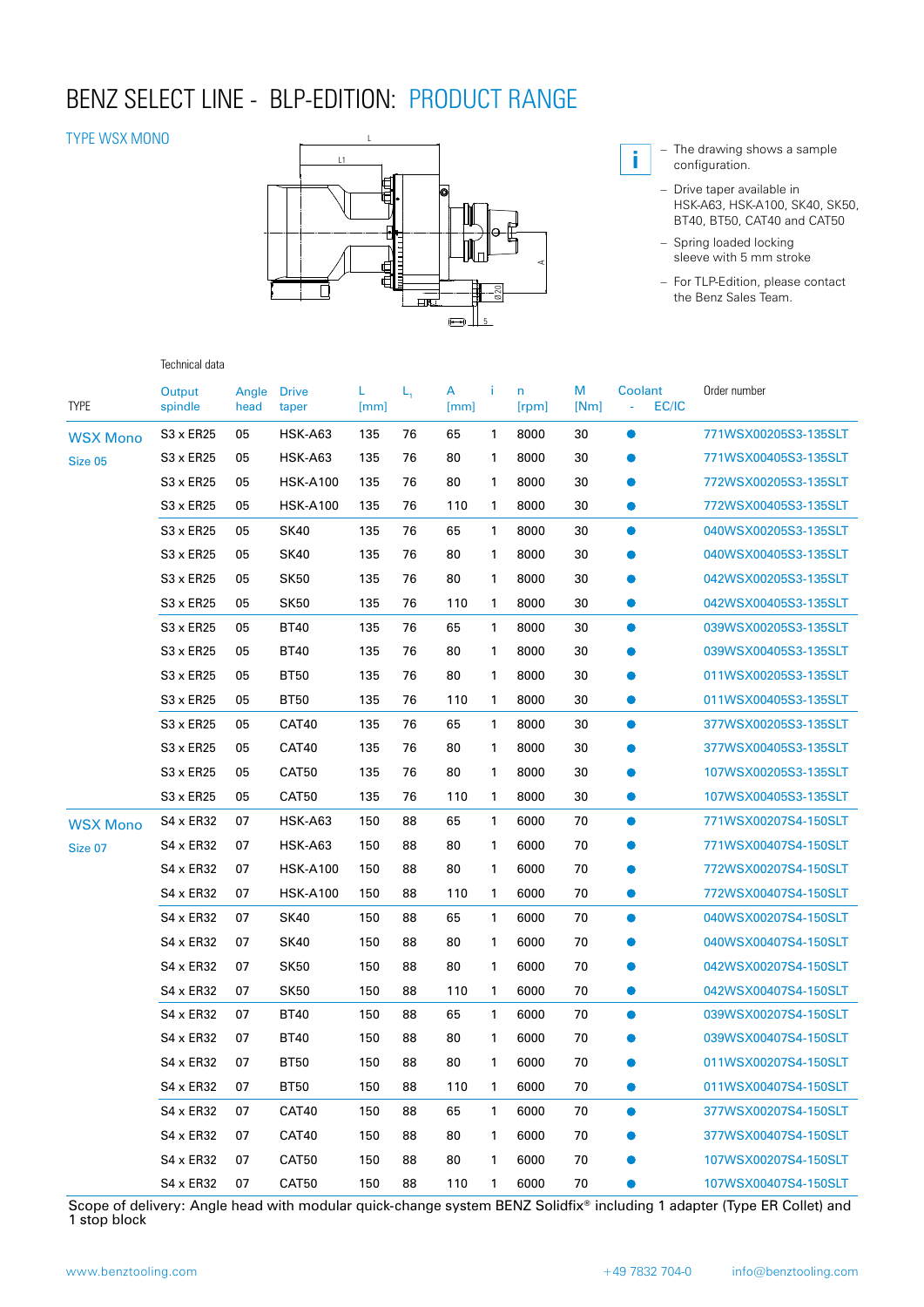# BENZ SELECT LINE - BLP-EDITION: PRODUCT RANGE

## TYPE WSX MONO

- The drawing shows a sample configuration.
- Drive taper available in HSK-A63, HSK-A100, SK40, SK50, BT40, BT50, CAT40 and CAT50
- Spring loaded locking sleeve with 5 mm stroke
- For TLP-Edition, please contact the Benz Sales Team.

Technical data

| TYPE | Output spindle | Angle head | Drive taper | L [mm] | $L_1$ | A [mm] | i | n [rpm] | M [Nm] | Coolant - | EC/IC | Order number |
|---|---|---|---|---|---|---|---|---|---|---|---|---|
| WSX Mono Size 05 | S3 x ER25 | 05 | HSK-A63 | 135 | 76 | 65 | 1 | 8000 | 30 | ● | | 771WSX00205S3-135SLT |
| | S3 x ER25 | 05 | HSK-A63 | 135 | 76 | 80 | 1 | 8000 | 30 | ● | | 771WSX00405S3-135SLT |
| | S3 x ER25 | 05 | HSK-A100 | 135 | 76 | 80 | 1 | 8000 | 30 | ● | | 772WSX00205S3-135SLT |
| | S3 x ER25 | 05 | HSK-A100 | 135 | 76 | 110 | 1 | 8000 | 30 | ● | | 772WSX00405S3-135SLT |
| | S3 x ER25 | 05 | SK40 | 135 | 76 | 65 | 1 | 8000 | 30 | ● | | 040WSX00205S3-135SLT |
| | S3 x ER25 | 05 | SK40 | 135 | 76 | 80 | 1 | 8000 | 30 | ● | | 040WSX00405S3-135SLT |
| | S3 x ER25 | 05 | SK50 | 135 | 76 | 80 | 1 | 8000 | 30 | ● | | 042WSX00205S3-135SLT |
| | S3 x ER25 | 05 | SK50 | 135 | 76 | 110 | 1 | 8000 | 30 | ● | | 042WSX00405S3-135SLT |
| | S3 x ER25 | 05 | BT40 | 135 | 76 | 65 | 1 | 8000 | 30 | ● | | 039WSX00205S3-135SLT |
| | S3 x ER25 | 05 | BT40 | 135 | 76 | 80 | 1 | 8000 | 30 | ● | | 039WSX00405S3-135SLT |
| | S3 x ER25 | 05 | BT50 | 135 | 76 | 80 | 1 | 8000 | 30 | ● | | 011WSX00205S3-135SLT |
| | S3 x ER25 | 05 | BT50 | 135 | 76 | 110 | 1 | 8000 | 30 | ● | | 011WSX00405S3-135SLT |
| | S3 x ER25 | 05 | CAT40 | 135 | 76 | 65 | 1 | 8000 | 30 | ● | | 377WSX00205S3-135SLT |
| | S3 x ER25 | 05 | CAT40 | 135 | 76 | 80 | 1 | 8000 | 30 | ● | | 377WSX00405S3-135SLT |
| | S3 x ER25 | 05 | CAT50 | 135 | 76 | 80 | 1 | 8000 | 30 | ● | | 107WSX00205S3-135SLT |
| | S3 x ER25 | 05 | CAT50 | 135 | 76 | 110 | 1 | 8000 | 30 | ● | | 107WSX00405S3-135SLT |
| WSX Mono Size 07 | S4 x ER32 | 07 | HSK-A63 | 150 | 88 | 65 | 1 | 6000 | 70 | ● | | 771WSX00207S4-150SLT |
| | S4 x ER32 | 07 | HSK-A63 | 150 | 88 | 80 | 1 | 6000 | 70 | ● | | 771WSX00407S4-150SLT |
| | S4 x ER32 | 07 | HSK-A100 | 150 | 88 | 80 | 1 | 6000 | 70 | ● | | 772WSX00207S4-150SLT |
| | S4 x ER32 | 07 | HSK-A100 | 150 | 88 | 110 | 1 | 6000 | 70 | ● | | 772WSX00407S4-150SLT |
| | S4 x ER32 | 07 | SK40 | 150 | 88 | 65 | 1 | 6000 | 70 | ● | | 040WSX00207S4-150SLT |
| | S4 x ER32 | 07 | SK40 | 150 | 88 | 80 | 1 | 6000 | 70 | ● | | 040WSX00407S4-150SLT |
| | S4 x ER32 | 07 | SK50 | 150 | 88 | 80 | 1 | 6000 | 70 | ● | | 042WSX00207S4-150SLT |
| | S4 x ER32 | 07 | SK50 | 150 | 88 | 110 | 1 | 6000 | 70 | ● | | 042WSX00407S4-150SLT |
| | S4 x ER32 | 07 | BT40 | 150 | 88 | 65 | 1 | 6000 | 70 | ● | | 039WSX00207S4-150SLT |
| | S4 x ER32 | 07 | BT40 | 150 | 88 | 80 | 1 | 6000 | 70 | ● | | 039WSX00407S4-150SLT |
| | S4 x ER32 | 07 | BT50 | 150 | 88 | 80 | 1 | 6000 | 70 | ● | | 011WSX00207S4-150SLT |
| | S4 x ER32 | 07 | BT50 | 150 | 88 | 110 | 1 | 6000 | 70 | ● | | 011WSX00407S4-150SLT |
| | S4 x ER32 | 07 | CAT40 | 150 | 88 | 65 | 1 | 6000 | 70 | ● | | 377WSX00207S4-150SLT |
| | S4 x ER32 | 07 | CAT40 | 150 | 88 | 80 | 1 | 6000 | 70 | ● | | 377WSX00407S4-150SLT |
| | S4 x ER32 | 07 | CAT50 | 150 | 88 | 80 | 1 | 6000 | 70 | ● | | 107WSX00207S4-150SLT |
| | S4 x ER32 | 07 | CAT50 | 150 | 88 | 110 | 1 | 6000 | 70 | ● | | 107WSX00407S4-150SLT |

Scope of delivery: Angle head with modular quick-change system BENZ Solidfix® including 1 adapter (Type ER Collet) and 1 stop block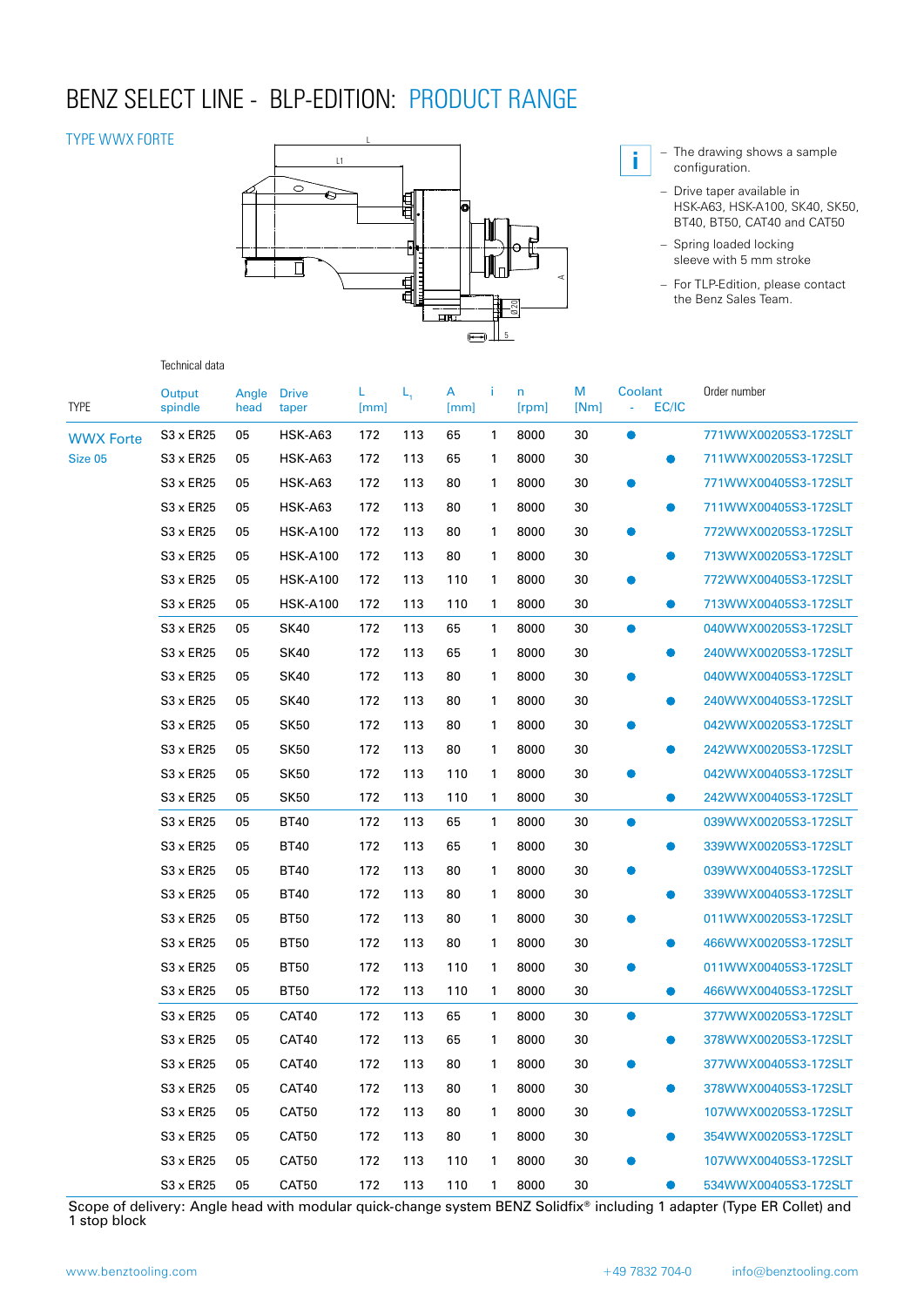# BENZ SELECT LINE - BLP-EDITION: PRODUCT RANGE

## TYPE WWX FORTE

- The drawing shows a sample configuration.
- Drive taper available in HSK-A63, HSK-A100, SK40, SK50, BT40, BT50, CAT40 and CAT50
- Spring loaded locking sleeve with 5 mm stroke
- For TLP-Edition, please contact the Benz Sales Team.

Technical data

| TYPE | Output spindle | Angle head | Drive taper | L [mm] | $L_1$ | A [mm] | i | n [rpm] | M [Nm] | Coolant - | EC/IC | Order number |
|---|---|---|---|---|---|---|---|---|---|---|---|---|
| WWX Forte Size 05 | S3 x ER25 | 05 | HSK-A63 | 172 | 113 | 65 | 1 | 8000 | 30 | ● | | 771WWX00205S3-172SLT |
| | S3 x ER25 | 05 | HSK-A63 | 172 | 113 | 65 | 1 | 8000 | 30 | | ● | 711WWX00205S3-172SLT |
| | S3 x ER25 | 05 | HSK-A63 | 172 | 113 | 80 | 1 | 8000 | 30 | ● | | 771WWX00405S3-172SLT |
| | S3 x ER25 | 05 | HSK-A63 | 172 | 113 | 80 | 1 | 8000 | 30 | | ● | 711WWX00405S3-172SLT |
| | S3 x ER25 | 05 | HSK-A100 | 172 | 113 | 80 | 1 | 8000 | 30 | ● | | 772WWX00205S3-172SLT |
| | S3 x ER25 | 05 | HSK-A100 | 172 | 113 | 80 | 1 | 8000 | 30 | | ● | 713WWX00205S3-172SLT |
| | S3 x ER25 | 05 | HSK-A100 | 172 | 113 | 110 | 1 | 8000 | 30 | ● | | 772WWX00405S3-172SLT |
| | S3 x ER25 | 05 | HSK-A100 | 172 | 113 | 110 | 1 | 8000 | 30 | | ● | 713WWX00405S3-172SLT |
| | S3 x ER25 | 05 | SK40 | 172 | 113 | 65 | 1 | 8000 | 30 | ● | | 040WWX00205S3-172SLT |
| | S3 x ER25 | 05 | SK40 | 172 | 113 | 65 | 1 | 8000 | 30 | | ● | 240WWX00205S3-172SLT |
| | S3 x ER25 | 05 | SK40 | 172 | 113 | 80 | 1 | 8000 | 30 | ● | | 040WWX00405S3-172SLT |
| | S3 x ER25 | 05 | SK40 | 172 | 113 | 80 | 1 | 8000 | 30 | | ● | 240WWX00405S3-172SLT |
| | S3 x ER25 | 05 | SK50 | 172 | 113 | 80 | 1 | 8000 | 30 | ● | | 042WWX00205S3-172SLT |
| | S3 x ER25 | 05 | SK50 | 172 | 113 | 80 | 1 | 8000 | 30 | | ● | 242WWX00205S3-172SLT |
| | S3 x ER25 | 05 | SK50 | 172 | 113 | 110 | 1 | 8000 | 30 | ● | | 042WWX00405S3-172SLT |
| | S3 x ER25 | 05 | SK50 | 172 | 113 | 110 | 1 | 8000 | 30 | | ● | 242WWX00405S3-172SLT |
| | S3 x ER25 | 05 | BT40 | 172 | 113 | 65 | 1 | 8000 | 30 | ● | | 039WWX00205S3-172SLT |
| | S3 x ER25 | 05 | BT40 | 172 | 113 | 65 | 1 | 8000 | 30 | | ● | 339WWX00205S3-172SLT |
| | S3 x ER25 | 05 | BT40 | 172 | 113 | 80 | 1 | 8000 | 30 | ● | | 039WWX00405S3-172SLT |
| | S3 x ER25 | 05 | BT40 | 172 | 113 | 80 | 1 | 8000 | 30 | | ● | 339WWX00405S3-172SLT |
| | S3 x ER25 | 05 | BT50 | 172 | 113 | 80 | 1 | 8000 | 30 | ● | | 011WWX00205S3-172SLT |
| | S3 x ER25 | 05 | BT50 | 172 | 113 | 80 | 1 | 8000 | 30 | | ● | 466WWX00205S3-172SLT |
| | S3 x ER25 | 05 | BT50 | 172 | 113 | 110 | 1 | 8000 | 30 | ● | | 011WWX00405S3-172SLT |
| | S3 x ER25 | 05 | BT50 | 172 | 113 | 110 | 1 | 8000 | 30 | | ● | 466WWX00405S3-172SLT |
| | S3 x ER25 | 05 | CAT40 | 172 | 113 | 65 | 1 | 8000 | 30 | ● | | 377WWX00205S3-172SLT |
| | S3 x ER25 | 05 | CAT40 | 172 | 113 | 65 | 1 | 8000 | 30 | | ● | 378WWX00205S3-172SLT |
| | S3 x ER25 | 05 | CAT40 | 172 | 113 | 80 | 1 | 8000 | 30 | ● | | 377WWX00405S3-172SLT |
| | S3 x ER25 | 05 | CAT40 | 172 | 113 | 80 | 1 | 8000 | 30 | | ● | 378WWX00405S3-172SLT |
| | S3 x ER25 | 05 | CAT50 | 172 | 113 | 80 | 1 | 8000 | 30 | ● | | 107WWX00205S3-172SLT |
| | S3 x ER25 | 05 | CAT50 | 172 | 113 | 80 | 1 | 8000 | 30 | | ● | 354WWX00205S3-172SLT |
| | S3 x ER25 | 05 | CAT50 | 172 | 113 | 110 | 1 | 8000 | 30 | ● | | 107WWX00405S3-172SLT |
| | S3 x ER25 | 05 | CAT50 | 172 | 113 | 110 | 1 | 8000 | 30 | | ● | 534WWX00405S3-172SLT |

Scope of delivery: Angle head with modular quick-change system BENZ Solidfix® including 1 adapter (Type ER Collet) and 1 stop block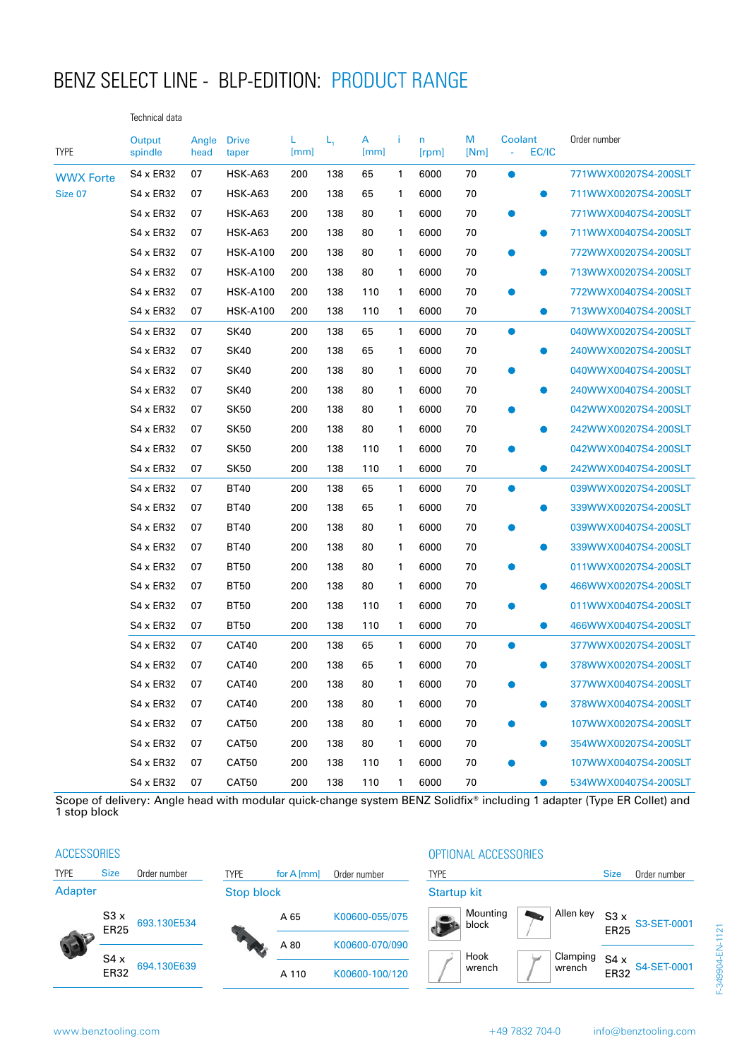# BENZ SELECT LINE - BLP-EDITION: PRODUCT RANGE

| TYPE | Output spindle | Angle head | Drive taper | L [mm] | $L_1$ | A [mm] | i | n [rpm] | M [Nm] | Coolant - | EC/IC | Order number |
|---|---|---|---|---|---|---|---|---|---|---|---|---|
| | Technical data | | | | | | | | | | | |
| WWX Forte Size 07 | S4 x ER32 | 07 | HSK-A63 | 200 | 138 | 65 | 1 | 6000 | 70 | ● | | 771WWX00207S4-200SLT |
| | S4 x ER32 | 07 | HSK-A63 | 200 | 138 | 65 | 1 | 6000 | 70 | | ● | 711WWX00207S4-200SLT |
| | S4 x ER32 | 07 | HSK-A63 | 200 | 138 | 80 | 1 | 6000 | 70 | ● | | 771WWX00407S4-200SLT |
| | S4 x ER32 | 07 | HSK-A63 | 200 | 138 | 80 | 1 | 6000 | 70 | | ● | 711WWX00407S4-200SLT |
| | S4 x ER32 | 07 | HSK-A100 | 200 | 138 | 80 | 1 | 6000 | 70 | ● | | 772WWX00207S4-200SLT |
| | S4 x ER32 | 07 | HSK-A100 | 200 | 138 | 80 | 1 | 6000 | 70 | | ● | 713WWX00207S4-200SLT |
| | S4 x ER32 | 07 | HSK-A100 | 200 | 138 | 110 | 1 | 6000 | 70 | ● | | 772WWX00407S4-200SLT |
| | S4 x ER32 | 07 | HSK-A100 | 200 | 138 | 110 | 1 | 6000 | 70 | | ● | 713WWX00407S4-200SLT |
| | S4 x ER32 | 07 | SK40 | 200 | 138 | 65 | 1 | 6000 | 70 | ● | | 040WWX00207S4-200SLT |
| | S4 x ER32 | 07 | SK40 | 200 | 138 | 65 | 1 | 6000 | 70 | | ● | 240WWX00207S4-200SLT |
| | S4 x ER32 | 07 | SK40 | 200 | 138 | 80 | 1 | 6000 | 70 | ● | | 040WWX00407S4-200SLT |
| | S4 x ER32 | 07 | SK40 | 200 | 138 | 80 | 1 | 6000 | 70 | | ● | 240WWX00407S4-200SLT |
| | S4 x ER32 | 07 | SK50 | 200 | 138 | 80 | 1 | 6000 | 70 | ● | | 042WWX00207S4-200SLT |
| | S4 x ER32 | 07 | SK50 | 200 | 138 | 80 | 1 | 6000 | 70 | | ● | 242WWX00207S4-200SLT |
| | S4 x ER32 | 07 | SK50 | 200 | 138 | 110 | 1 | 6000 | 70 | ● | | 042WWX00407S4-200SLT |
| | S4 x ER32 | 07 | SK50 | 200 | 138 | 110 | 1 | 6000 | 70 | | ● | 242WWX00407S4-200SLT |
| | S4 x ER32 | 07 | BT40 | 200 | 138 | 65 | 1 | 6000 | 70 | ● | | 039WWX00207S4-200SLT |
| | S4 x ER32 | 07 | BT40 | 200 | 138 | 65 | 1 | 6000 | 70 | | ● | 339WWX00207S4-200SLT |
| | S4 x ER32 | 07 | BT40 | 200 | 138 | 80 | 1 | 6000 | 70 | ● | | 039WWX00407S4-200SLT |
| | S4 x ER32 | 07 | BT40 | 200 | 138 | 80 | 1 | 6000 | 70 | | ● | 339WWX00407S4-200SLT |
| | S4 x ER32 | 07 | BT50 | 200 | 138 | 80 | 1 | 6000 | 70 | ● | | 011WWX00207S4-200SLT |
| | S4 x ER32 | 07 | BT50 | 200 | 138 | 80 | 1 | 6000 | 70 | | ● | 466WWX00207S4-200SLT |
| | S4 x ER32 | 07 | BT50 | 200 | 138 | 110 | 1 | 6000 | 70 | ● | | 011WWX00407S4-200SLT |
| | S4 x ER32 | 07 | BT50 | 200 | 138 | 110 | 1 | 6000 | 70 | | ● | 466WWX00407S4-200SLT |
| | S4 x ER32 | 07 | CAT40 | 200 | 138 | 65 | 1 | 6000 | 70 | ● | | 377WWX00207S4-200SLT |
| | S4 x ER32 | 07 | CAT40 | 200 | 138 | 65 | 1 | 6000 | 70 | | ● | 378WWX00207S4-200SLT |
| | S4 x ER32 | 07 | CAT40 | 200 | 138 | 80 | 1 | 6000 | 70 | ● | | 377WWX00407S4-200SLT |
| | S4 x ER32 | 07 | CAT40 | 200 | 138 | 80 | 1 | 6000 | 70 | | ● | 378WWX00407S4-200SLT |
| | S4 x ER32 | 07 | CAT50 | 200 | 138 | 80 | 1 | 6000 | 70 | ● | | 107WWX00207S4-200SLT |
| | S4 x ER32 | 07 | CAT50 | 200 | 138 | 80 | 1 | 6000 | 70 | | ● | 354WWX00207S4-200SLT |
| | S4 x ER32 | 07 | CAT50 | 200 | 138 | 110 | 1 | 6000 | 70 | ● | | 107WWX00407S4-200SLT |
| | S4 x ER32 | 07 | CAT50 | 200 | 138 | 110 | 1 | 6000 | 70 | | ● | 534WWX00407S4-200SLT |

Scope of delivery: Angle head with modular quick-change system BENZ Solidfix® including 1 adapter (Type ER Collet) and 1 stop block

## ACCESSORIES

| TYPE | Size | Order number |
|---|---|---|
| Adapter | S3 x ER25 | 693.130E534 |
| | S4 x ER32 | 694.130E639 |

| TYPE | for A [mm] | Order number |
|---|---|---|
| Stop block | A 65 | K00600-055/075 |
| | A 80 | K00600-070/090 |
| | A 110 | K00600-100/120 |

## OPTIONAL ACCESSORIES

| TYPE | | Size | Order number |
|---|---|---|---|
| Startup kit | | | |
| Mounting block | Allen key | S3 x ER25 | S3-SET-0001 |
| Hook wrench | Clamping wrench | S4 x ER32 | S4-SET-0001 |

F-349904-EN-1121

www.benztooling.com +49 7832 704-0 info@benztooling.com